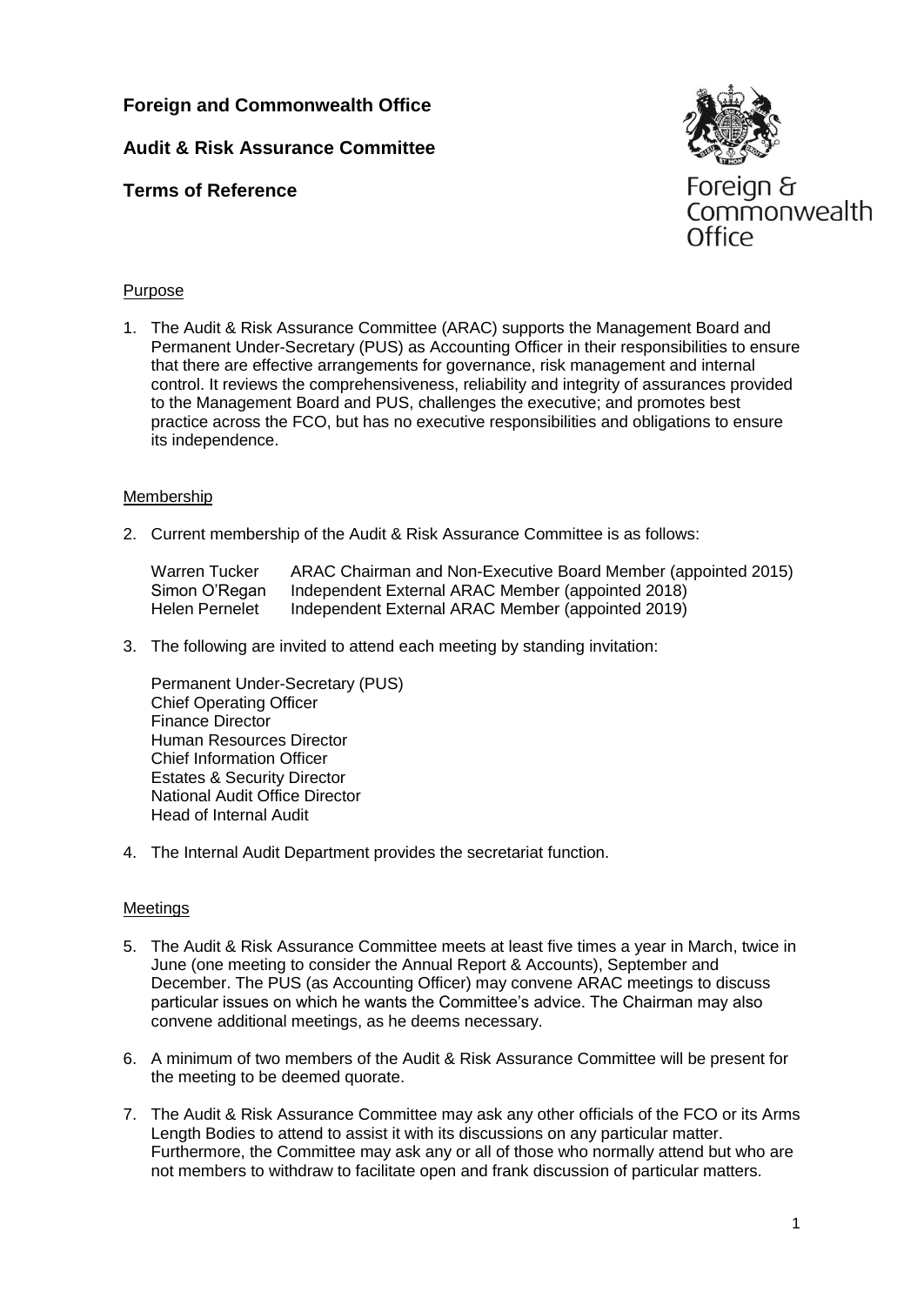**Foreign and Commonwealth Office**

**Audit & Risk Assurance Committee**

**Terms of Reference**

Foreign & Commonwealth Office

Purpose

1. The Audit & Risk Assurance Committee (ARAC) supports the Management Board and Permanent Under-Secretary (PUS) as Accounting Officer in their responsibilities to ensure that there are effective arrangements for governance, risk management and internal control. It reviews the comprehensiveness, reliability and integrity of assurances provided to the Management Board and PUS, challenges the executive; and promotes best practice across the FCO, but has no executive responsibilities and obligations to ensure its independence.

Membership

2. Current membership of the Audit & Risk Assurance Committee is as follows:

| | |
|---|---|
| Warren Tucker | ARAC Chairman and Non-Executive Board Member (appointed 2015) |
| Simon O'Regan | Independent External ARAC Member (appointed 2018) |
| Helen Pernelet | Independent External ARAC Member (appointed 2019) |

3. The following are invited to attend each meeting by standing invitation:

   Permanent Under-Secretary (PUS)
   Chief Operating Officer
   Finance Director
   Human Resources Director
   Chief Information Officer
   Estates & Security Director
   National Audit Office Director
   Head of Internal Audit

4. The Internal Audit Department provides the secretariat function.

Meetings

5. The Audit & Risk Assurance Committee meets at least five times a year in March, twice in June (one meeting to consider the Annual Report & Accounts), September and December. The PUS (as Accounting Officer) may convene ARAC meetings to discuss particular issues on which he wants the Committee's advice. The Chairman may also convene additional meetings, as he deems necessary.

6. A minimum of two members of the Audit & Risk Assurance Committee will be present for the meeting to be deemed quorate.

7. The Audit & Risk Assurance Committee may ask any other officials of the FCO or its Arms Length Bodies to attend to assist it with its discussions on any particular matter. Furthermore, the Committee may ask any or all of those who normally attend but who are not members to withdraw to facilitate open and frank discussion of particular matters.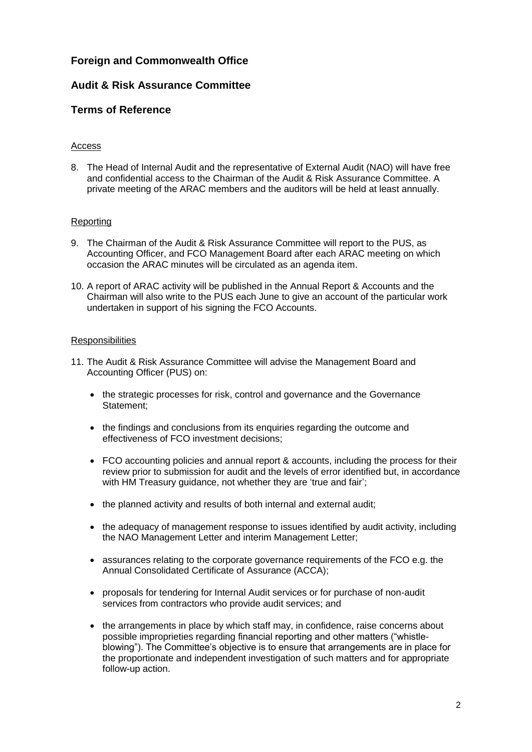## Foreign and Commonwealth Office

## Audit & Risk Assurance Committee

## Terms of Reference

### Access

8. The Head of Internal Audit and the representative of External Audit (NAO) will have free and confidential access to the Chairman of the Audit & Risk Assurance Committee. A private meeting of the ARAC members and the auditors will be held at least annually.

### Reporting

9. The Chairman of the Audit & Risk Assurance Committee will report to the PUS, as Accounting Officer, and FCO Management Board after each ARAC meeting on which occasion the ARAC minutes will be circulated as an agenda item.

10. A report of ARAC activity will be published in the Annual Report & Accounts and the Chairman will also write to the PUS each June to give an account of the particular work undertaken in support of his signing the FCO Accounts.

### Responsibilities

11. The Audit & Risk Assurance Committee will advise the Management Board and Accounting Officer (PUS) on:

    - the strategic processes for risk, control and governance and the Governance Statement;
    - the findings and conclusions from its enquiries regarding the outcome and effectiveness of FCO investment decisions;
    - FCO accounting policies and annual report & accounts, including the process for their review prior to submission for audit and the levels of error identified but, in accordance with HM Treasury guidance, not whether they are 'true and fair';
    - the planned activity and results of both internal and external audit;
    - the adequacy of management response to issues identified by audit activity, including the NAO Management Letter and interim Management Letter;
    - assurances relating to the corporate governance requirements of the FCO e.g. the Annual Consolidated Certificate of Assurance (ACCA);
    - proposals for tendering for Internal Audit services or for purchase of non-audit services from contractors who provide audit services; and
    - the arrangements in place by which staff may, in confidence, raise concerns about possible improprieties regarding financial reporting and other matters ("whistle-blowing"). The Committee's objective is to ensure that arrangements are in place for the proportionate and independent investigation of such matters and for appropriate follow-up action.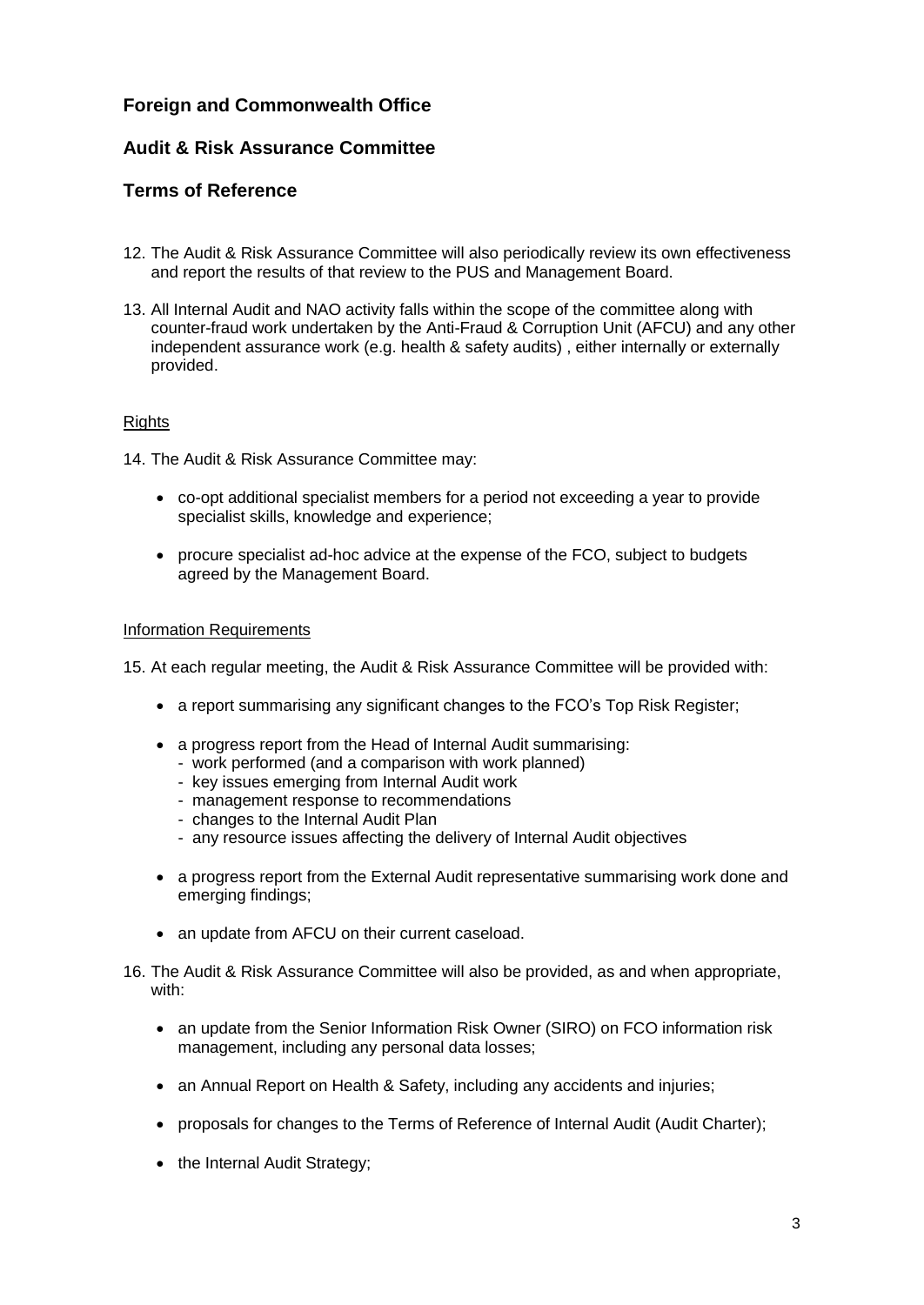## Foreign and Commonwealth Office

## Audit & Risk Assurance Committee

## Terms of Reference

12. The Audit & Risk Assurance Committee will also periodically review its own effectiveness and report the results of that review to the PUS and Management Board.

13. All Internal Audit and NAO activity falls within the scope of the committee along with counter-fraud work undertaken by the Anti-Fraud & Corruption Unit (AFCU) and any other independent assurance work (e.g. health & safety audits) , either internally or externally provided.

<u>Rights</u>

14. The Audit & Risk Assurance Committee may:

    - co-opt additional specialist members for a period not exceeding a year to provide specialist skills, knowledge and experience;
    - procure specialist ad-hoc advice at the expense of the FCO, subject to budgets agreed by the Management Board.

<u>Information Requirements</u>

15. At each regular meeting, the Audit & Risk Assurance Committee will be provided with:

    - a report summarising any significant changes to the FCO's Top Risk Register;
    - a progress report from the Head of Internal Audit summarising:
        - work performed (and a comparison with work planned)
        - key issues emerging from Internal Audit work
        - management response to recommendations
        - changes to the Internal Audit Plan
        - any resource issues affecting the delivery of Internal Audit objectives
    - a progress report from the External Audit representative summarising work done and emerging findings;
    - an update from AFCU on their current caseload.

16. The Audit & Risk Assurance Committee will also be provided, as and when appropriate, with:

    - an update from the Senior Information Risk Owner (SIRO) on FCO information risk management, including any personal data losses;
    - an Annual Report on Health & Safety, including any accidents and injuries;
    - proposals for changes to the Terms of Reference of Internal Audit (Audit Charter);
    - the Internal Audit Strategy;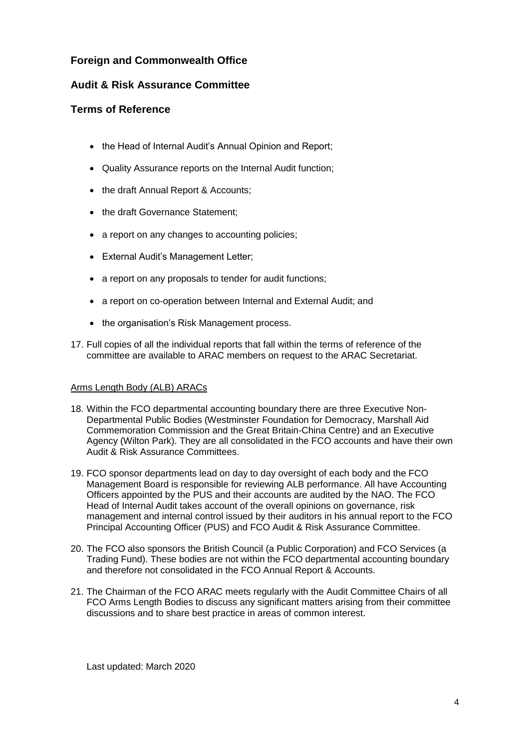## Foreign and Commonwealth Office

## Audit & Risk Assurance Committee

## Terms of Reference

- the Head of Internal Audit's Annual Opinion and Report;
- Quality Assurance reports on the Internal Audit function;
- the draft Annual Report & Accounts;
- the draft Governance Statement;
- a report on any changes to accounting policies;
- External Audit's Management Letter;
- a report on any proposals to tender for audit functions;
- a report on co-operation between Internal and External Audit; and
- the organisation's Risk Management process.

17. Full copies of all the individual reports that fall within the terms of reference of the committee are available to ARAC members on request to the ARAC Secretariat.

<u>Arms Length Body (ALB) ARACs</u>

18. Within the FCO departmental accounting boundary there are three Executive Non-Departmental Public Bodies (Westminster Foundation for Democracy, Marshall Aid Commemoration Commission and the Great Britain-China Centre) and an Executive Agency (Wilton Park). They are all consolidated in the FCO accounts and have their own Audit & Risk Assurance Committees.

19. FCO sponsor departments lead on day to day oversight of each body and the FCO Management Board is responsible for reviewing ALB performance. All have Accounting Officers appointed by the PUS and their accounts are audited by the NAO. The FCO Head of Internal Audit takes account of the overall opinions on governance, risk management and internal control issued by their auditors in his annual report to the FCO Principal Accounting Officer (PUS) and FCO Audit & Risk Assurance Committee.

20. The FCO also sponsors the British Council (a Public Corporation) and FCO Services (a Trading Fund). These bodies are not within the FCO departmental accounting boundary and therefore not consolidated in the FCO Annual Report & Accounts.

21. The Chairman of the FCO ARAC meets regularly with the Audit Committee Chairs of all FCO Arms Length Bodies to discuss any significant matters arising from their committee discussions and to share best practice in areas of common interest.

Last updated: March 2020